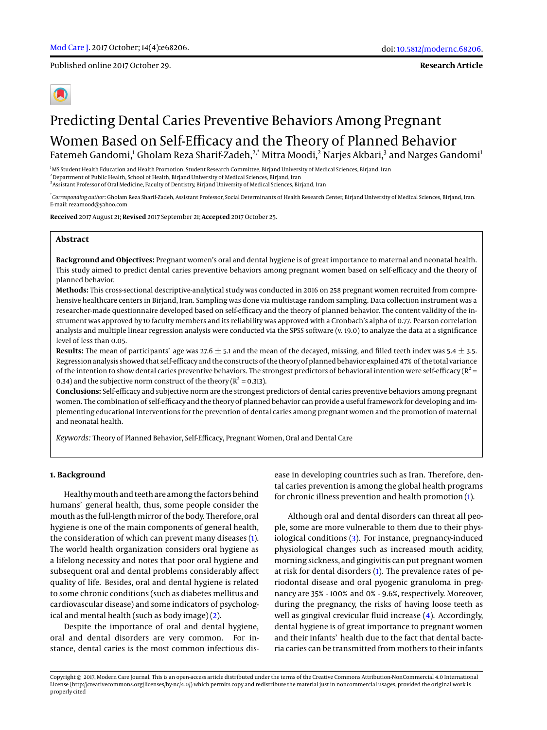Published online 2017 October 29.

**Research Article**

# Predicting Dental Caries Preventive Behaviors Among Pregnant Women Based on Self-Efficacy and the Theory of Planned Behavior

Fatemeh Gandomi,[1] Gholam Reza Sharif-Zadeh,[2,*] Mitra Moodi,[2] Narjes Akbari,[3] and Narges Gandomi[1]

[1]MS Student Health Education and Health Promotion, Student Research Committee, Birjand University of Medical Sciences, Birjand, Iran
[2]Department of Public Health, School of Health, Birjand University of Medical Sciences, Birjand, Iran
[3]Assistant Professor of Oral Medicine, Faculty of Dentistry, Birjand University of Medical Sciences, Birjand, Iran

[*]*Corresponding author*: Gholam Reza Sharif-Zadeh, Assistant Professor, Social Determinants of Health Research Center, Birjand University of Medical Sciences, Birjand, Iran. E-mail: rezamood@yahoo.com

**Received** 2017 August 21; **Revised** 2017 September 21; **Accepted** 2017 October 25.

## Abstract

**Background and Objectives:** Pregnant women's oral and dental hygiene is of great importance to maternal and neonatal health. This study aimed to predict dental caries preventive behaviors among pregnant women based on self-efficacy and the theory of planned behavior.

**Methods:** This cross-sectional descriptive-analytical study was conducted in 2016 on 258 pregnant women recruited from comprehensive healthcare centers in Birjand, Iran. Sampling was done via multistage random sampling. Data collection instrument was a researcher-made questionnaire developed based on self-efficacy and the theory of planned behavior. The content validity of the instrument was approved by 10 faculty members and its reliability was approved with a Cronbach's alpha of 0.77. Pearson correlation analysis and multiple linear regression analysis were conducted via the SPSS software (v. 19.0) to analyze the data at a significance level of less than 0.05.

**Results:** The mean of participants' age was 27.6 ± 5.1 and the mean of the decayed, missing, and filled teeth index was 5.4 ± 3.5. Regression analysis showed that self-efficacy and the constructs of the theory of planned behavior explained 47% of the total variance of the intention to show dental caries preventive behaviors. The strongest predictors of behavioral intention were self-efficacy ($R^2$ = 0.34) and the subjective norm construct of the theory ($R^2$ = 0.313).

**Conclusions:** Self-efficacy and subjective norm are the strongest predictors of dental caries preventive behaviors among pregnant women. The combination of self-efficacy and the theory of planned behavior can provide a useful framework for developing and implementing educational interventions for the prevention of dental caries among pregnant women and the promotion of maternal and neonatal health.

*Keywords:* Theory of Planned Behavior, Self-Efficacy, Pregnant Women, Oral and Dental Care

## 1. Background

Healthy mouth and teeth are among the factors behind humans' general health, thus, some people consider the mouth as the full-length mirror of the body. Therefore, oral hygiene is one of the main components of general health, the consideration of which can prevent many diseases (1). The world health organization considers oral hygiene as a lifelong necessity and notes that poor oral hygiene and subsequent oral and dental problems considerably affect quality of life. Besides, oral and dental hygiene is related to some chronic conditions (such as diabetes mellitus and cardiovascular disease) and some indicators of psychological and mental health (such as body image) (2).

Despite the importance of oral and dental hygiene, oral and dental disorders are very common. For instance, dental caries is the most common infectious disease in developing countries such as Iran. Therefore, dental caries prevention is among the global health programs for chronic illness prevention and health promotion (1).

Although oral and dental disorders can threat all people, some are more vulnerable to them due to their physiological conditions (3). For instance, pregnancy-induced physiological changes such as increased mouth acidity, morning sickness, and gingivitis can put pregnant women at risk for dental disorders (1). The prevalence rates of periodontal disease and oral pyogenic granuloma in pregnancy are 35% - 100% and 0% - 9.6%, respectively. Moreover, during the pregnancy, the risks of having loose teeth as well as gingival crevicular fluid increase (4). Accordingly, dental hygiene is of great importance to pregnant women and their infants' health due to the fact that dental bacteria caries can be transmitted from mothers to their infants

Copyright © 2017, Modern Care Journal. This is an open-access article distributed under the terms of the Creative Commons Attribution-NonCommercial 4.0 International License (http://creativecommons.org/licenses/by-nc/4.0/) which permits copy and redistribute the material just in noncommercial usages, provided the original work is properly cited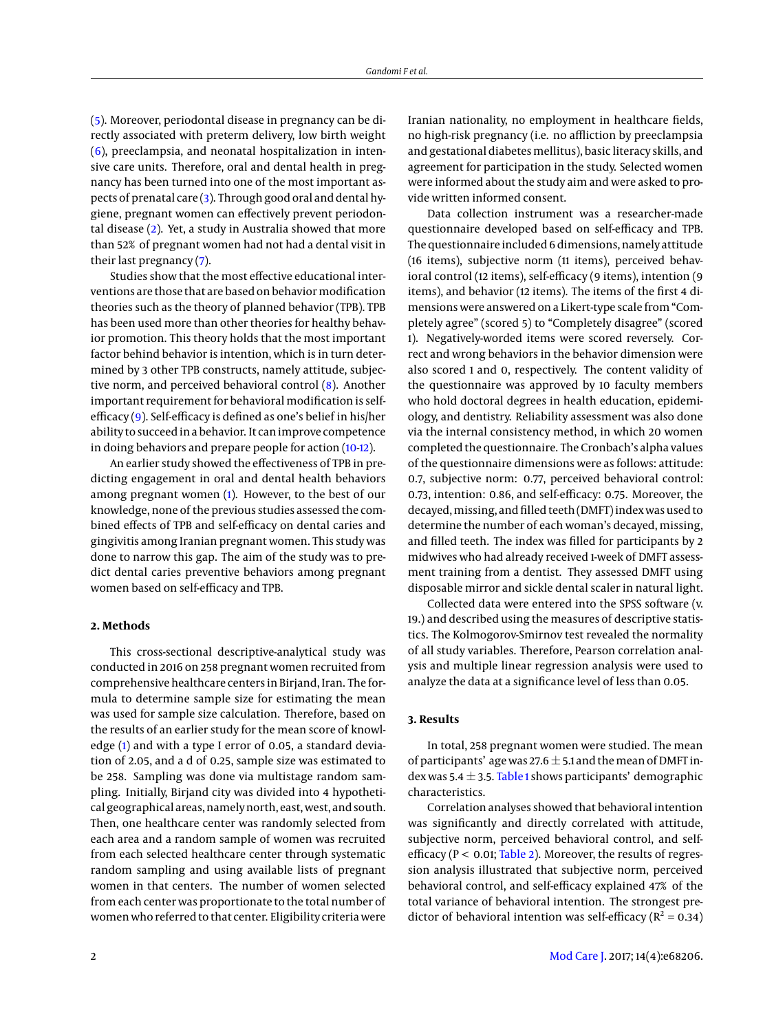(5). Moreover, periodontal disease in pregnancy can be directly associated with preterm delivery, low birth weight (6), preeclampsia, and neonatal hospitalization in intensive care units. Therefore, oral and dental health in pregnancy has been turned into one of the most important aspects of prenatal care (3). Through good oral and dental hygiene, pregnant women can effectively prevent periodontal disease (2). Yet, a study in Australia showed that more than 52% of pregnant women had not had a dental visit in their last pregnancy (7).

Studies show that the most effective educational interventions are those that are based on behavior modification theories such as the theory of planned behavior (TPB). TPB has been used more than other theories for healthy behavior promotion. This theory holds that the most important factor behind behavior is intention, which is in turn determined by 3 other TPB constructs, namely attitude, subjective norm, and perceived behavioral control (8). Another important requirement for behavioral modification is self-efficacy (9). Self-efficacy is defined as one's belief in his/her ability to succeed in a behavior. It can improve competence in doing behaviors and prepare people for action (10-12).

An earlier study showed the effectiveness of TPB in predicting engagement in oral and dental health behaviors among pregnant women (1). However, to the best of our knowledge, none of the previous studies assessed the combined effects of TPB and self-efficacy on dental caries and gingivitis among Iranian pregnant women. This study was done to narrow this gap. The aim of the study was to predict dental caries preventive behaviors among pregnant women based on self-efficacy and TPB.

## 2. Methods

This cross-sectional descriptive-analytical study was conducted in 2016 on 258 pregnant women recruited from comprehensive healthcare centers in Birjand, Iran. The formula to determine sample size for estimating the mean was used for sample size calculation. Therefore, based on the results of an earlier study for the mean score of knowledge (1) and with a type I error of 0.05, a standard deviation of 2.05, and a d of 0.25, sample size was estimated to be 258. Sampling was done via multistage random sampling. Initially, Birjand city was divided into 4 hypothetical geographical areas, namely north, east, west, and south. Then, one healthcare center was randomly selected from each area and a random sample of women was recruited from each selected healthcare center through systematic random sampling and using available lists of pregnant women in that centers. The number of women selected from each center was proportionate to the total number of women who referred to that center. Eligibility criteria were Iranian nationality, no employment in healthcare fields, no high-risk pregnancy (i.e. no affliction by preeclampsia and gestational diabetes mellitus), basic literacy skills, and agreement for participation in the study. Selected women were informed about the study aim and were asked to provide written informed consent.

Data collection instrument was a researcher-made questionnaire developed based on self-efficacy and TPB. The questionnaire included 6 dimensions, namely attitude (16 items), subjective norm (11 items), perceived behavioral control (12 items), self-efficacy (9 items), intention (9 items), and behavior (12 items). The items of the first 4 dimensions were answered on a Likert-type scale from "Completely agree" (scored 5) to "Completely disagree" (scored 1). Negatively-worded items were scored reversely. Correct and wrong behaviors in the behavior dimension were also scored 1 and 0, respectively. The content validity of the questionnaire was approved by 10 faculty members who hold doctoral degrees in health education, epidemiology, and dentistry. Reliability assessment was also done via the internal consistency method, in which 20 women completed the questionnaire. The Cronbach's alpha values of the questionnaire dimensions were as follows: attitude: 0.7, subjective norm: 0.77, perceived behavioral control: 0.73, intention: 0.86, and self-efficacy: 0.75. Moreover, the decayed, missing, and filled teeth (DMFT) index was used to determine the number of each woman's decayed, missing, and filled teeth. The index was filled for participants by 2 midwives who had already received 1-week of DMFT assessment training from a dentist. They assessed DMFT using disposable mirror and sickle dental scaler in natural light.

Collected data were entered into the SPSS software (v. 19.) and described using the measures of descriptive statistics. The Kolmogorov-Smirnov test revealed the normality of all study variables. Therefore, Pearson correlation analysis and multiple linear regression analysis were used to analyze the data at a significance level of less than 0.05.

## 3. Results

In total, 258 pregnant women were studied. The mean of participants' age was $27.6 \pm 5.1$ and the mean of DMFT index was $5.4 \pm 3.5$. Table 1 shows participants' demographic characteristics.

Correlation analyses showed that behavioral intention was significantly and directly correlated with attitude, subjective norm, perceived behavioral control, and self-efficacy ($P < 0.01$; Table 2). Moreover, the results of regression analysis illustrated that subjective norm, perceived behavioral control, and self-efficacy explained 47% of the total variance of behavioral intention. The strongest predictor of behavioral intention was self-efficacy ($R^2 = 0.34$)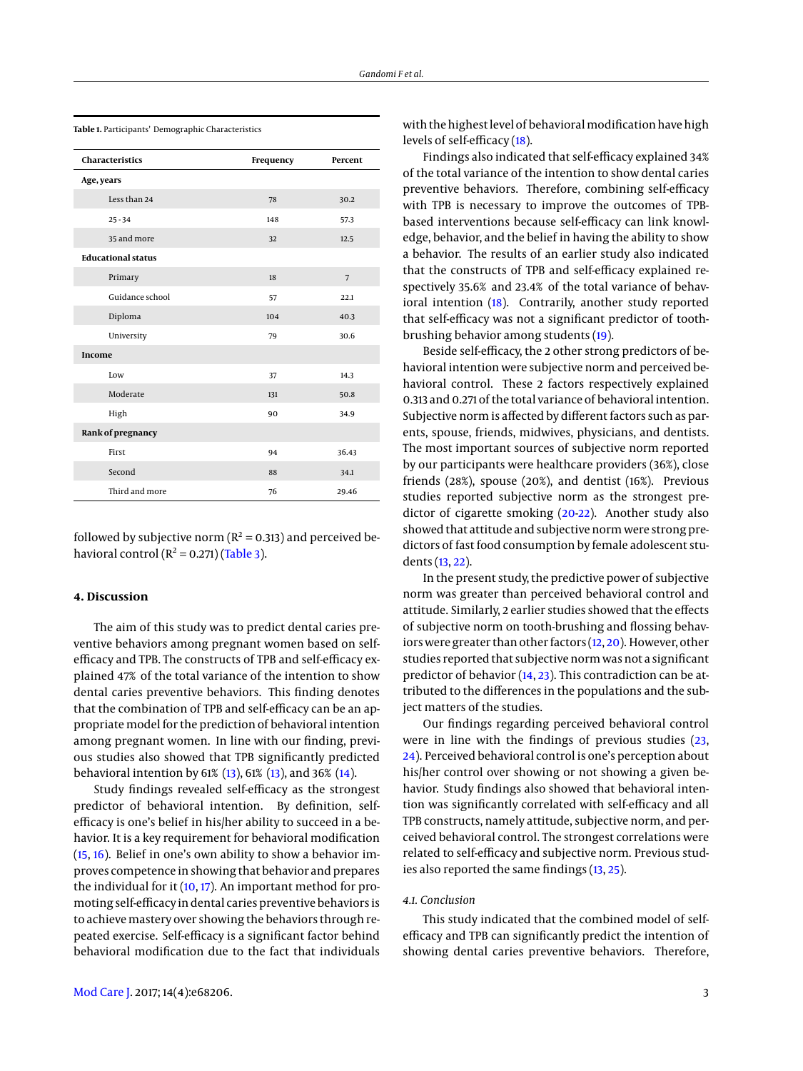**Table 1.** Participants' Demographic Characteristics

| Characteristics | Frequency | Percent |
|---|---|---|
| **Age, years** | | |
| Less than 24 | 78 | 30.2 |
| 25 - 34 | 148 | 57.3 |
| 35 and more | 32 | 12.5 |
| **Educational status** | | |
| Primary | 18 | 7 |
| Guidance school | 57 | 22.1 |
| Diploma | 104 | 40.3 |
| University | 79 | 30.6 |
| **Income** | | |
| Low | 37 | 14.3 |
| Moderate | 131 | 50.8 |
| High | 90 | 34.9 |
| **Rank of pregnancy** | | |
| First | 94 | 36.43 |
| Second | 88 | 34.1 |
| Third and more | 76 | 29.46 |

followed by subjective norm ($R^2$ = 0.313) and perceived behavioral control ($R^2$ = 0.271) (Table 3).

## 4. Discussion

The aim of this study was to predict dental caries preventive behaviors among pregnant women based on self-efficacy and TPB. The constructs of TPB and self-efficacy explained 47% of the total variance of the intention to show dental caries preventive behaviors. This finding denotes that the combination of TPB and self-efficacy can be an appropriate model for the prediction of behavioral intention among pregnant women. In line with our finding, previous studies also showed that TPB significantly predicted behavioral intention by 61% (13), 61% (13), and 36% (14).

Study findings revealed self-efficacy as the strongest predictor of behavioral intention. By definition, self-efficacy is one's belief in his/her ability to succeed in a behavior. It is a key requirement for behavioral modification (15, 16). Belief in one's own ability to show a behavior improves competence in showing that behavior and prepares the individual for it (10, 17). An important method for promoting self-efficacy in dental caries preventive behaviors is to achieve mastery over showing the behaviors through repeated exercise. Self-efficacy is a significant factor behind behavioral modification due to the fact that individuals with the highest level of behavioral modification have high levels of self-efficacy (18).

Findings also indicated that self-efficacy explained 34% of the total variance of the intention to show dental caries preventive behaviors. Therefore, combining self-efficacy with TPB is necessary to improve the outcomes of TPB-based interventions because self-efficacy can link knowledge, behavior, and the belief in having the ability to show a behavior. The results of an earlier study also indicated that the constructs of TPB and self-efficacy explained respectively 35.6% and 23.4% of the total variance of behavioral intention (18). Contrarily, another study reported that self-efficacy was not a significant predictor of tooth-brushing behavior among students (19).

Beside self-efficacy, the 2 other strong predictors of behavioral intention were subjective norm and perceived behavioral control. These 2 factors respectively explained 0.313 and 0.271 of the total variance of behavioral intention. Subjective norm is affected by different factors such as parents, spouse, friends, midwives, physicians, and dentists. The most important sources of subjective norm reported by our participants were healthcare providers (36%), close friends (28%), spouse (20%), and dentist (16%). Previous studies reported subjective norm as the strongest predictor of cigarette smoking (20-22). Another study also showed that attitude and subjective norm were strong predictors of fast food consumption by female adolescent students (13, 22).

In the present study, the predictive power of subjective norm was greater than perceived behavioral control and attitude. Similarly, 2 earlier studies showed that the effects of subjective norm on tooth-brushing and flossing behaviors were greater than other factors (12, 20). However, other studies reported that subjective norm was not a significant predictor of behavior (14, 23). This contradiction can be attributed to the differences in the populations and the subject matters of the studies.

Our findings regarding perceived behavioral control were in line with the findings of previous studies (23, 24). Perceived behavioral control is one's perception about his/her control over showing or not showing a given behavior. Study findings also showed that behavioral intention was significantly correlated with self-efficacy and all TPB constructs, namely attitude, subjective norm, and perceived behavioral control. The strongest correlations were related to self-efficacy and subjective norm. Previous studies also reported the same findings (13, 25).

### 4.1. Conclusion

This study indicated that the combined model of self-efficacy and TPB can significantly predict the intention of showing dental caries preventive behaviors. Therefore,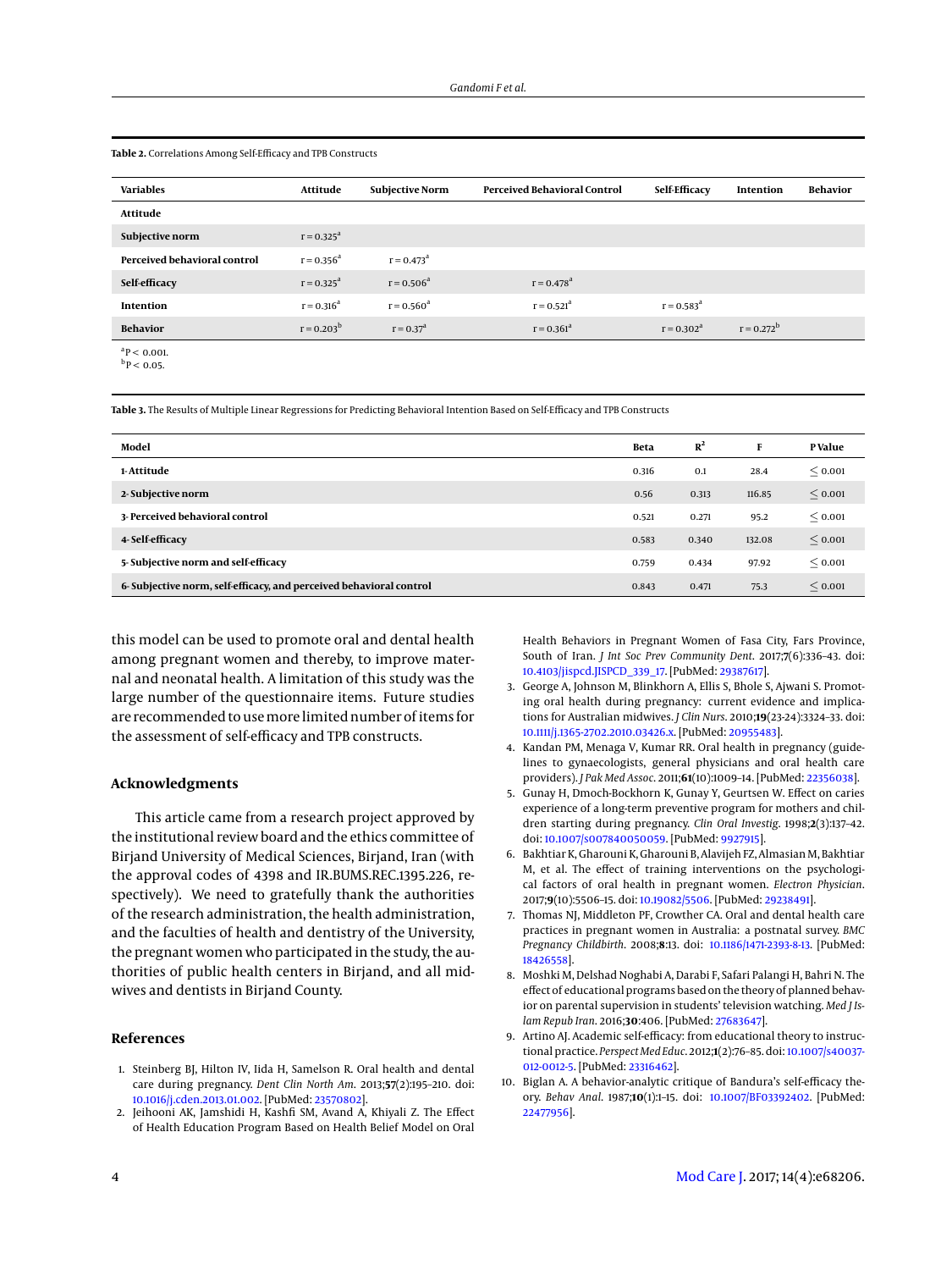**Table 2.** Correlations Among Self-Efficacy and TPB Constructs

| Variables | Attitude | Subjective Norm | Perceived Behavioral Control | Self-Efficacy | Intention | Behavior |
|---|---|---|---|---|---|---|
| **Attitude** | | | | | | |
| **Subjective norm** | r = 0.325[a] | | | | | |
| **Perceived behavioral control** | r = 0.356[a] | r = 0.473[a] | | | | |
| **Self-efficacy** | r = 0.325[a] | r = 0.506[a] | r = 0.478[a] | | | |
| **Intention** | r = 0.316[a] | r = 0.560[a] | r = 0.521[a] | r = 0.583[a] | | |
| **Behavior** | r = 0.203[b] | r = 0.37[a] | r = 0.361[a] | r = 0.302[a] | r = 0.272[b] | |

[a] $P < 0.001$.
[b] $P < 0.05$.

**Table 3.** The Results of Multiple Linear Regressions for Predicting Behavioral Intention Based on Self-Efficacy and TPB Constructs

| Model | Beta | $R^2$ | F | P Value |
|---|---|---|---|---|
| **1- Attitude** | 0.316 | 0.1 | 28.4 | $\leq 0.001$ |
| **2- Subjective norm** | 0.56 | 0.313 | 116.85 | $\leq 0.001$ |
| **3- Perceived behavioral control** | 0.521 | 0.271 | 95.2 | $\leq 0.001$ |
| **4- Self-efficacy** | 0.583 | 0.340 | 132.08 | $\leq 0.001$ |
| **5- Subjective norm and self-efficacy** | 0.759 | 0.434 | 97.92 | $\leq 0.001$ |
| **6- Subjective norm, self-efficacy, and perceived behavioral control** | 0.843 | 0.471 | 75.3 | $\leq 0.001$ |

this model can be used to promote oral and dental health among pregnant women and thereby, to improve maternal and neonatal health. A limitation of this study was the large number of the questionnaire items. Future studies are recommended to use more limited number of items for the assessment of self-efficacy and TPB constructs.

## Acknowledgments

This article came from a research project approved by the institutional review board and the ethics committee of Birjand University of Medical Sciences, Birjand, Iran (with the approval codes of 4398 and IR.BUMS.REC.1395.226, respectively). We need to gratefully thank the authorities of the research administration, the health administration, and the faculties of health and dentistry of the University, the pregnant women who participated in the study, the authorities of public health centers in Birjand, and all midwives and dentists in Birjand County.

## References

1. Steinberg BJ, Hilton IV, Iida H, Samelson R. Oral health and dental care during pregnancy. *Dent Clin North Am*. 2013;**57**(2):195–210. doi: 10.1016/j.cden.2013.01.002. [PubMed: 23570802].
2. Jeihooni AK, Jamshidi H, Kashfi SM, Avand A, Khiyali Z. The Effect of Health Education Program Based on Health Belief Model on Oral Health Behaviors in Pregnant Women of Fasa City, Fars Province, South of Iran. *J Int Soc Prev Community Dent*. 2017;**7**(6):336–43. doi: 10.4103/jispcd.JISPCD_339_17. [PubMed: 29387617].
3. George A, Johnson M, Blinkhorn A, Ellis S, Bhole S, Ajwani S. Promoting oral health during pregnancy: current evidence and implications for Australian midwives. *J Clin Nurs*. 2010;**19**(23-24):3324–33. doi: 10.1111/j.1365-2702.2010.03426.x. [PubMed: 20955483].
4. Kandan PM, Menaga V, Kumar RR. Oral health in pregnancy (guidelines to gynaecologists, general physicians and oral health care providers). *J Pak Med Assoc*. 2011;**61**(10):1009–14. [PubMed: 22356038].
5. Gunay H, Dmoch-Bockhorn K, Gunay Y, Geurtsen W. Effect on caries experience of a long-term preventive program for mothers and children starting during pregnancy. *Clin Oral Investig*. 1998;**2**(3):137–42. doi: 10.1007/s007840050059. [PubMed: 9927915].
6. Bakhtiar K, Gharouni K, Gharouni B, Alavijeh FZ, Almasian M, Bakhtiar M, et al. The effect of training interventions on the psychological factors of oral health in pregnant women. *Electron Physician*. 2017;**9**(10):5506–15. doi: 10.19082/5506. [PubMed: 29238491].
7. Thomas NJ, Middleton PF, Crowther CA. Oral and dental health care practices in pregnant women in Australia: a postnatal survey. *BMC Pregnancy Childbirth*. 2008;**8**:13. doi: 10.1186/1471-2393-8-13. [PubMed: 18426558].
8. Moshki M, Delshad Noghabi A, Darabi F, Safari Palangi H, Bahri N. The effect of educational programs based on the theory of planned behavior on parental supervision in students' television watching. *Med J Islam Repub Iran*. 2016;**30**:406. [PubMed: 27683647].
9. Artino AJ. Academic self-efficacy: from educational theory to instructional practice. *Perspect Med Educ*. 2012;**1**(2):76–85. doi: 10.1007/s40037-012-0012-5. [PubMed: 23316462].
10. Biglan A. A behavior-analytic critique of Bandura's self-efficacy theory. *Behav Anal*. 1987;**10**(1):1–15. doi: 10.1007/BF03392402. [PubMed: 22477956].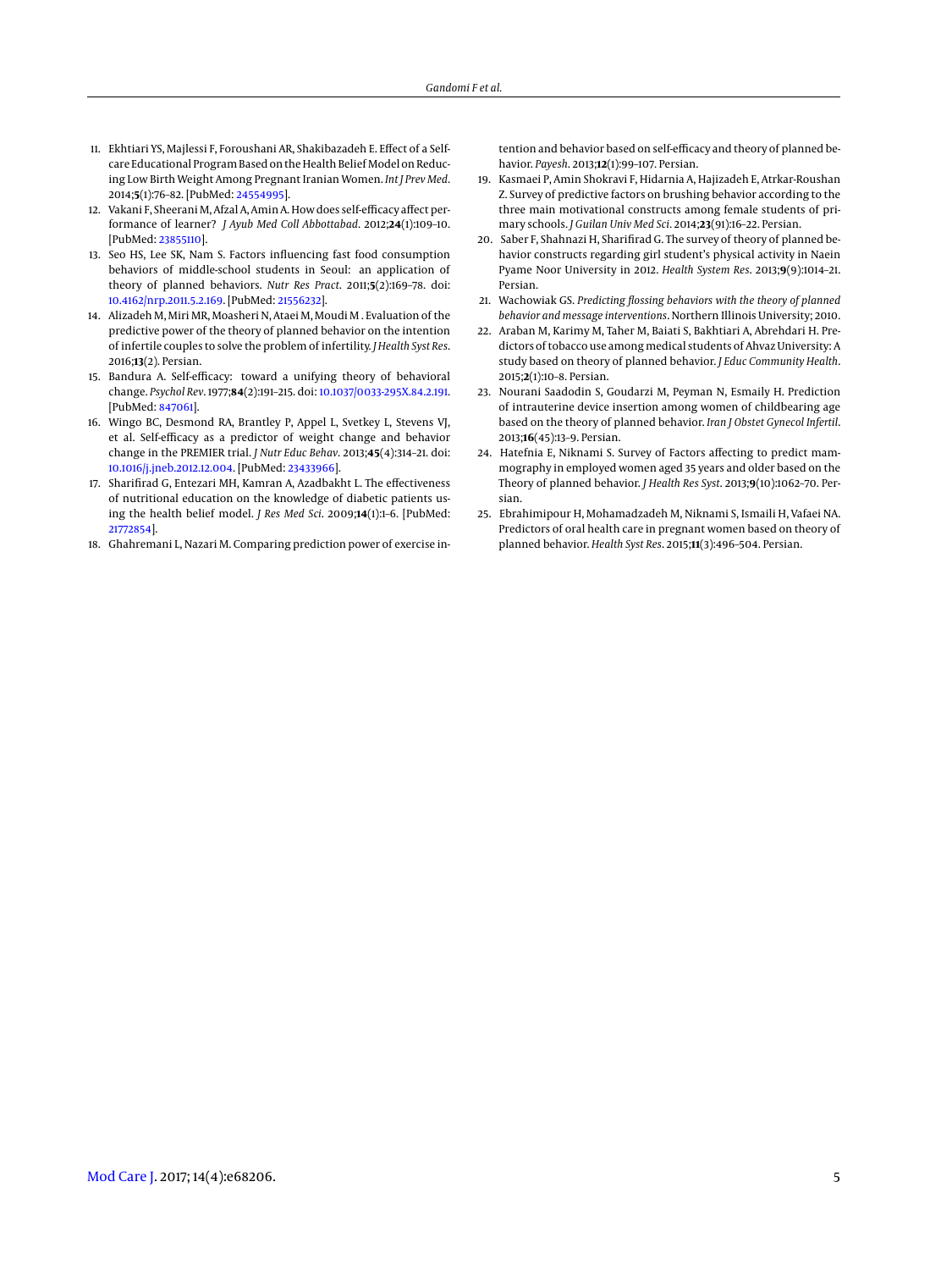11. Ekhtiari YS, Majlessi F, Foroushani AR, Shakibazadeh E. Effect of a Self-care Educational Program Based on the Health Belief Model on Reducing Low Birth Weight Among Pregnant Iranian Women. *Int J Prev Med*. 2014;**5**(1):76–82. [PubMed: 24554995].
12. Vakani F, Sheerani M, Afzal A, Amin A. How does self-efficacy affect performance of learner? *J Ayub Med Coll Abbottabad*. 2012;**24**(1):109–10. [PubMed: 23855110].
13. Seo HS, Lee SK, Nam S. Factors influencing fast food consumption behaviors of middle-school students in Seoul: an application of theory of planned behaviors. *Nutr Res Pract*. 2011;**5**(2):169–78. doi: 10.4162/nrp.2011.5.2.169. [PubMed: 21556232].
14. Alizadeh M, Miri MR, Moasheri N, Ataei M, Moudi M . Evaluation of the predictive power of the theory of planned behavior on the intention of infertile couples to solve the problem of infertility. *J Health Syst Res*. 2016;**13**(2). Persian.
15. Bandura A. Self-efficacy: toward a unifying theory of behavioral change. *Psychol Rev*. 1977;**84**(2):191–215. doi: 10.1037/0033-295X.84.2.191. [PubMed: 847061].
16. Wingo BC, Desmond RA, Brantley P, Appel L, Svetkey L, Stevens VJ, et al. Self-efficacy as a predictor of weight change and behavior change in the PREMIER trial. *J Nutr Educ Behav*. 2013;**45**(4):314–21. doi: 10.1016/j.jneb.2012.12.004. [PubMed: 23433966].
17. Sharifirad G, Entezari MH, Kamran A, Azadbakht L. The effectiveness of nutritional education on the knowledge of diabetic patients using the health belief model. *J Res Med Sci*. 2009;**14**(1):1–6. [PubMed: 21772854].
18. Ghahremani L, Nazari M. Comparing prediction power of exercise intention and behavior based on self-efficacy and theory of planned behavior. *Payesh*. 2013;**12**(1):99–107. Persian.
19. Kasmaei P, Amin Shokravi F, Hidarnia A, Hajizadeh E, Atrkar-Roushan Z. Survey of predictive factors on brushing behavior according to the three main motivational constructs among female students of primary schools. *J Guilan Univ Med Sci*. 2014;**23**(91):16–22. Persian.
20. Saber F, Shahnazi H, Sharifirad G. The survey of theory of planned behavior constructs regarding girl student's physical activity in Naein Pyame Noor University in 2012. *Health System Res*. 2013;**9**(9):1014–21. Persian.
21. Wachowiak GS. *Predicting flossing behaviors with the theory of planned behavior and message interventions*. Northern Illinois University; 2010.
22. Araban M, Karimy M, Taher M, Baiati S, Bakhtiari A, Abrehdari H. Predictors of tobacco use among medical students of Ahvaz University: A study based on theory of planned behavior. *J Educ Community Health*. 2015;**2**(1):10–8. Persian.
23. Nourani Saadodin S, Goudarzi M, Peyman N, Esmaily H. Prediction of intrauterine device insertion among women of childbearing age based on the theory of planned behavior. *Iran J Obstet Gynecol Infertil*. 2013;**16**(45):13–9. Persian.
24. Hatefnia E, Niknami S. Survey of Factors affecting to predict mammography in employed women aged 35 years and older based on the Theory of planned behavior. *J Health Res Syst*. 2013;**9**(10):1062–70. Persian.
25. Ebrahimipour H, Mohamadzadeh M, Niknami S, Ismaili H, Vafaei NA. Predictors of oral health care in pregnant women based on theory of planned behavior. *Health Syst Res*. 2015;**11**(3):496–504. Persian.